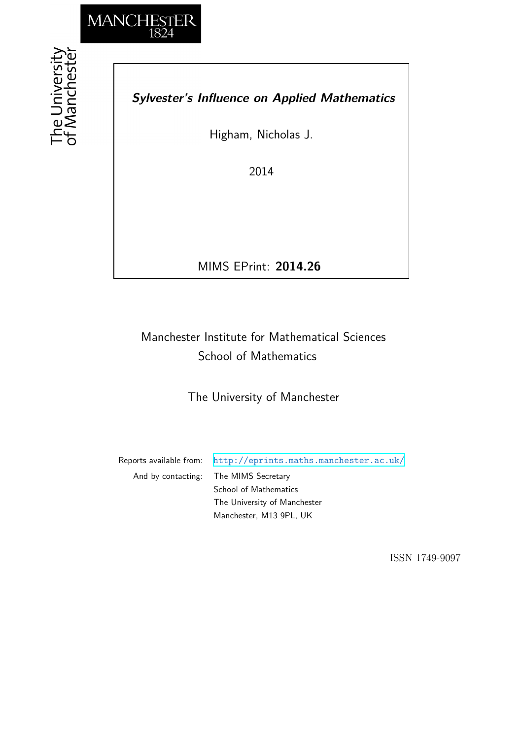MANCHESTER
1824

The University of Manchester

***Sylvester's Influence on Applied Mathematics***

Higham, Nicholas J.

2014

MIMS EPrint: **2014.26**

Manchester Institute for Mathematical Sciences
School of Mathematics

The University of Manchester

Reports available from: http://eprints.maths.manchester.ac.uk/
And by contacting: The MIMS Secretary
School of Mathematics
The University of Manchester
Manchester, M13 9PL, UK

ISSN 1749-9097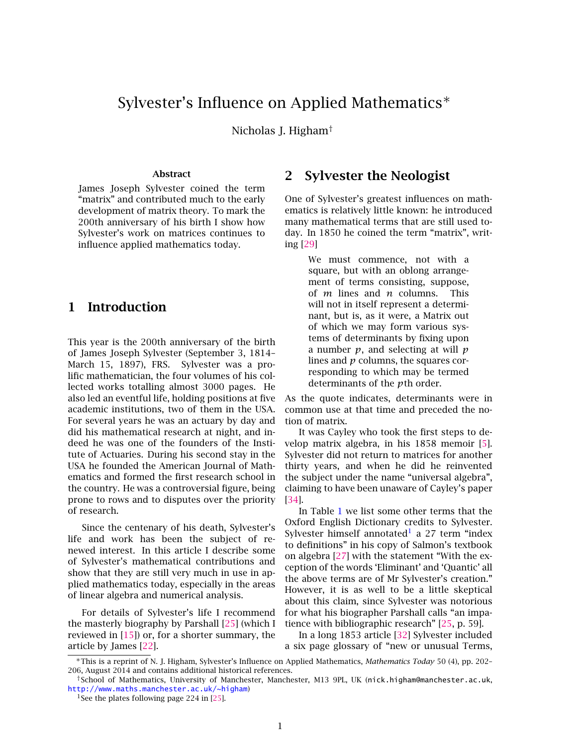# Sylvester's Influence on Applied Mathematics*

Nicholas J. Higham†

### Abstract

James Joseph Sylvester coined the term "matrix" and contributed much to the early development of matrix theory. To mark the 200th anniversary of his birth I show how Sylvester's work on matrices continues to influence applied mathematics today.

## 1 Introduction

This year is the 200th anniversary of the birth of James Joseph Sylvester (September 3, 1814–March 15, 1897), FRS. Sylvester was a prolific mathematician, the four volumes of his collected works totalling almost 3000 pages. He also led an eventful life, holding positions at five academic institutions, two of them in the USA. For several years he was an actuary by day and did his mathematical research at night, and indeed he was one of the founders of the Institute of Actuaries. During his second stay in the USA he founded the American Journal of Mathematics and formed the first research school in the country. He was a controversial figure, being prone to rows and to disputes over the priority of research.

Since the centenary of his death, Sylvester's life and work has been the subject of renewed interest. In this article I describe some of Sylvester's mathematical contributions and show that they are still very much in use in applied mathematics today, especially in the areas of linear algebra and numerical analysis.

For details of Sylvester's life I recommend the masterly biography by Parshall [25] (which I reviewed in [15]) or, for a shorter summary, the article by James [22].

## 2 Sylvester the Neologist

One of Sylvester's greatest influences on mathematics is relatively little known: he introduced many mathematical terms that are still used today. In 1850 he coined the term "matrix", writing [29]

> We must commence, not with a square, but with an oblong arrangement of terms consisting, suppose, of $m$ lines and $n$ columns. This will not in itself represent a determinant, but is, as it were, a Matrix out of which we may form various systems of determinants by fixing upon a number $p$, and selecting at will $p$ lines and $p$ columns, the squares corresponding to which may be termed determinants of the $p$th order.

As the quote indicates, determinants were in common use at that time and preceded the notion of matrix.

It was Cayley who took the first steps to develop matrix algebra, in his 1858 memoir [5]. Sylvester did not return to matrices for another thirty years, and when he did he reinvented the subject under the name "universal algebra", claiming to have been unaware of Cayley's paper [34].

In Table 1 we list some other terms that the Oxford English Dictionary credits to Sylvester. Sylvester himself annotated[1] a 27 term "index to definitions" in his copy of Salmon's textbook on algebra [27] with the statement "With the exception of the words 'Eliminant' and 'Quantic' all the above terms are of Mr Sylvester's creation." However, it is as well to be a little skeptical about this claim, since Sylvester was notorious for what his biographer Parshall calls "an impatience with bibliographic research" [25, p. 59].

In a long 1853 article [32] Sylvester included a six page glossary of "new or unusual Terms,

*This is a reprint of N. J. Higham, Sylvester's Influence on Applied Mathematics, *Mathematics Today* 50 (4), pp. 202–206, August 2014 and contains additional historical references.

†School of Mathematics, University of Manchester, Manchester, M13 9PL, UK (nick.higham@manchester.ac.uk, http://www.maths.manchester.ac.uk/~higham)

[1] See the plates following page 224 in [25].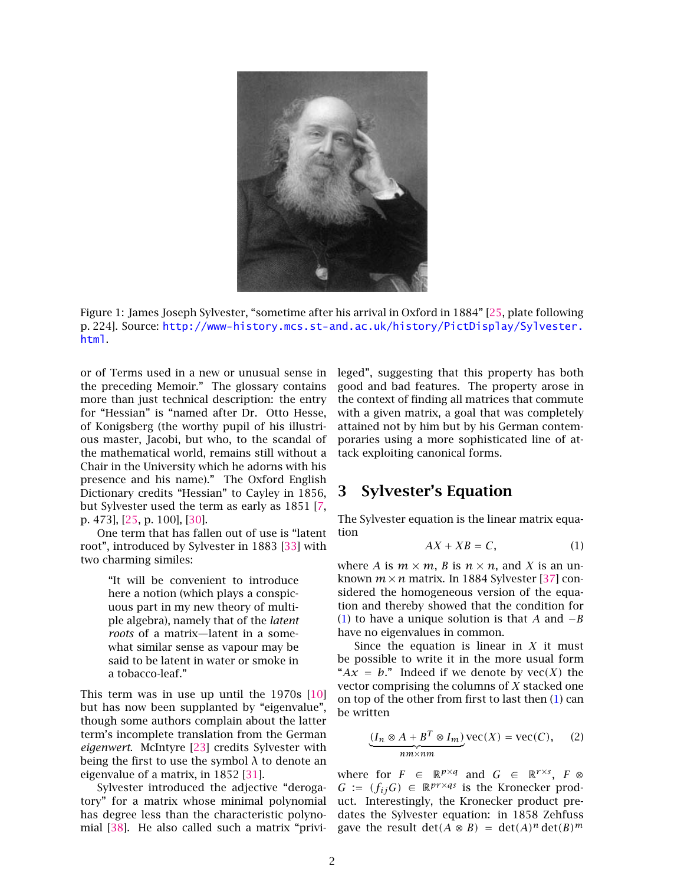Figure 1: James Joseph Sylvester, "sometime after his arrival in Oxford in 1884" [25, plate following p. 224]. Source: http://www-history.mcs.st-and.ac.uk/history/PictDisplay/Sylvester.html.

or of Terms used in a new or unusual sense in the preceding Memoir." The glossary contains more than just technical description: the entry for "Hessian" is "named after Dr. Otto Hesse, of Konigsberg (the worthy pupil of his illustrious master, Jacobi, but who, to the scandal of the mathematical world, remains still without a Chair in the University which he adorns with his presence and his name)." The Oxford English Dictionary credits "Hessian" to Cayley in 1856, but Sylvester used the term as early as 1851 [7, p. 473], [25, p. 100], [30].

One term that has fallen out of use is "latent root", introduced by Sylvester in 1883 [33] with two charming similes:

> "It will be convenient to introduce here a notion (which plays a conspicuous part in my new theory of multiple algebra), namely that of the *latent roots* of a matrix—latent in a somewhat similar sense as vapour may be said to be latent in water or smoke in a tobacco-leaf."

This term was in use up until the 1970s [10] but has now been supplanted by "eigenvalue", though some authors complain about the latter term's incomplete translation from the German *eigenwert*. McIntyre [23] credits Sylvester with being the first to use the symbol $\lambda$ to denote an eigenvalue of a matrix, in 1852 [31].

Sylvester introduced the adjective "derogatory" for a matrix whose minimal polynomial has degree less than the characteristic polynomial [38]. He also called such a matrix "privileged", suggesting that this property has both good and bad features. The property arose in the context of finding all matrices that commute with a given matrix, a goal that was completely attained not by him but by his German contemporaries using a more sophisticated line of attack exploiting canonical forms.

## 3 Sylvester's Equation

The Sylvester equation is the linear matrix equation

$$AX + XB = C, \tag{1}$$

where $A$ is $m \times m$, $B$ is $n \times n$, and $X$ is an unknown $m \times n$ matrix. In 1884 Sylvester [37] considered the homogeneous version of the equation and thereby showed that the condition for (1) to have a unique solution is that $A$ and $-B$ have no eigenvalues in common.

Since the equation is linear in $X$ it must be possible to write it in the more usual form "$Ax = b$." Indeed if we denote by $\mathrm{vec}(X)$ the vector comprising the columns of $X$ stacked one on top of the other from first to last then (1) can be written

$$\underbrace{(I_n \otimes A + B^T \otimes I_m)}_{nm\times nm}\mathrm{vec}(X) = \mathrm{vec}(C), \tag{2}$$

where for $F \in \mathbb{R}^{p\times q}$ and $G \in \mathbb{R}^{r\times s}$, $F \otimes G := (f_{ij}G) \in \mathbb{R}^{pr\times qs}$ is the Kronecker product. Interestingly, the Kronecker product predates the Sylvester equation: in 1858 Zehfuss gave the result $\det(A \otimes B) = \det(A)^n \det(B)^m$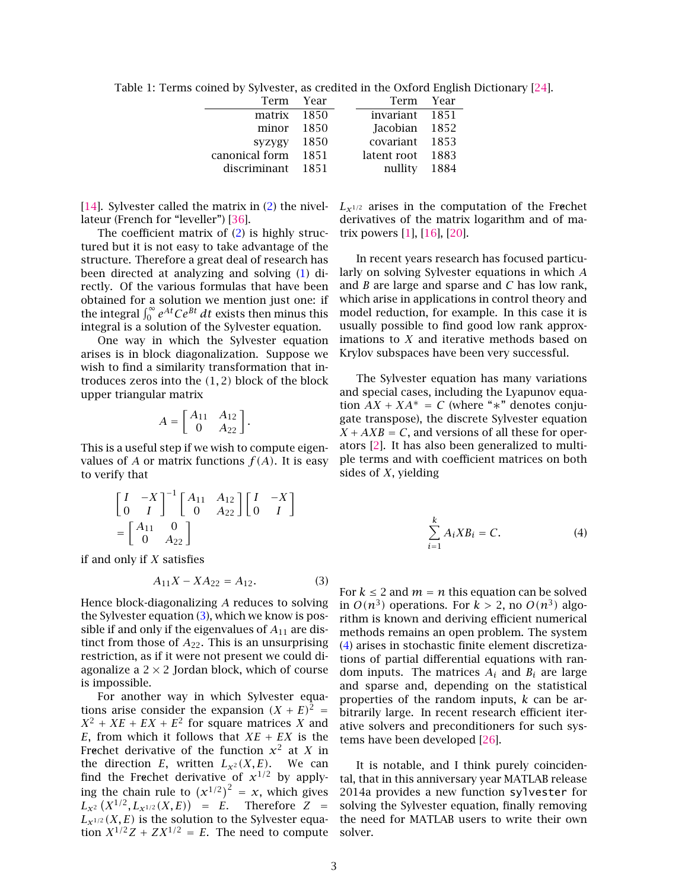Table 1: Terms coined by Sylvester, as credited in the Oxford English Dictionary [24].

| Term | Year | Term | Year |
|---|---|---|---|
| matrix | 1850 | invariant | 1851 |
| minor | 1850 | Jacobian | 1852 |
| syzygy | 1850 | covariant | 1853 |
| canonical form | 1851 | latent root | 1883 |
| discriminant | 1851 | nullity | 1884 |

[14]. Sylvester called the matrix in (2) the nivellateur (French for "leveller") [36].

The coefficient matrix of (2) is highly structured but it is not easy to take advantage of the structure. Therefore a great deal of research has been directed at analyzing and solving (1) directly. Of the various formulas that have been obtained for a solution we mention just one: if the integral $\int_0^\infty e^{At}Ce^{Bt}\,dt$ exists then minus this integral is a solution of the Sylvester equation.

One way in which the Sylvester equation arises is in block diagonalization. Suppose we wish to find a similarity transformation that introduces zeros into the $(1,2)$ block of the block upper triangular matrix

$$A = \begin{bmatrix} A_{11} & A_{12} \\ 0 & A_{22} \end{bmatrix}.$$

This is a useful step if we wish to compute eigenvalues of $A$ or matrix functions $f(A)$. It is easy to verify that

$$\begin{bmatrix} I & -X \\ 0 & I \end{bmatrix}^{-1} \begin{bmatrix} A_{11} & A_{12} \\ 0 & A_{22} \end{bmatrix} \begin{bmatrix} I & -X \\ 0 & I \end{bmatrix} = \begin{bmatrix} A_{11} & 0 \\ 0 & A_{22} \end{bmatrix}$$

if and only if $X$ satisfies

$$A_{11}X - XA_{22} = A_{12}. \tag{3}$$

Hence block-diagonalizing $A$ reduces to solving the Sylvester equation (3), which we know is possible if and only if the eigenvalues of $A_{11}$ are distinct from those of $A_{22}$. This is an unsurprising restriction, as if it were not present we could diagonalize a $2 \times 2$ Jordan block, which of course is impossible.

For another way in which Sylvester equations arise consider the expansion $(X+E)^2 = X^2 + XE + EX + E^2$ for square matrices $X$ and $E$, from which it follows that $XE + EX$ is the Fréchet derivative of the function $x^2$ at $X$ in the direction $E$, written $L_{x^2}(X,E)$. We can find the Fréchet derivative of $x^{1/2}$ by applying the chain rule to $\left(x^{1/2}\right)^2 = x$, which gives $L_{x^2}\left(X^{1/2}, L_{x^{1/2}}(X,E)\right) = E$. Therefore $Z = L_{x^{1/2}}(X,E)$ is the solution to the Sylvester equation $X^{1/2}Z + ZX^{1/2} = E$. The need to compute $L_{x^{1/2}}$ arises in the computation of the Fréchet derivatives of the matrix logarithm and of matrix powers [1], [16], [20].

In recent years research has focused particularly on solving Sylvester equations in which $A$ and $B$ are large and sparse and $C$ has low rank, which arise in applications in control theory and model reduction, for example. In this case it is usually possible to find good low rank approximations to $X$ and iterative methods based on Krylov subspaces have been very successful.

The Sylvester equation has many variations and special cases, including the Lyapunov equation $AX + XA^* = C$ (where "$*$" denotes conjugate transpose), the discrete Sylvester equation $X + AXB = C$, and versions of all these for operators [2]. It has also been generalized to multiple terms and with coefficient matrices on both sides of $X$, yielding

$$\sum_{i=1}^{k} A_i X B_i = C. \tag{4}$$

For $k \le 2$ and $m = n$ this equation can be solved in $O(n^3)$ operations. For $k > 2$, no $O(n^3)$ algorithm is known and deriving efficient numerical methods remains an open problem. The system (4) arises in stochastic finite element discretizations of partial differential equations with random inputs. The matrices $A_i$ and $B_i$ are large and sparse and, depending on the statistical properties of the random inputs, $k$ can be arbitrarily large. In recent research efficient iterative solvers and preconditioners for such systems have been developed [26].

It is notable, and I think purely coincidental, that in this anniversary year MATLAB release 2014a provides a new function `sylvester` for solving the Sylvester equation, finally removing the need for MATLAB users to write their own solver.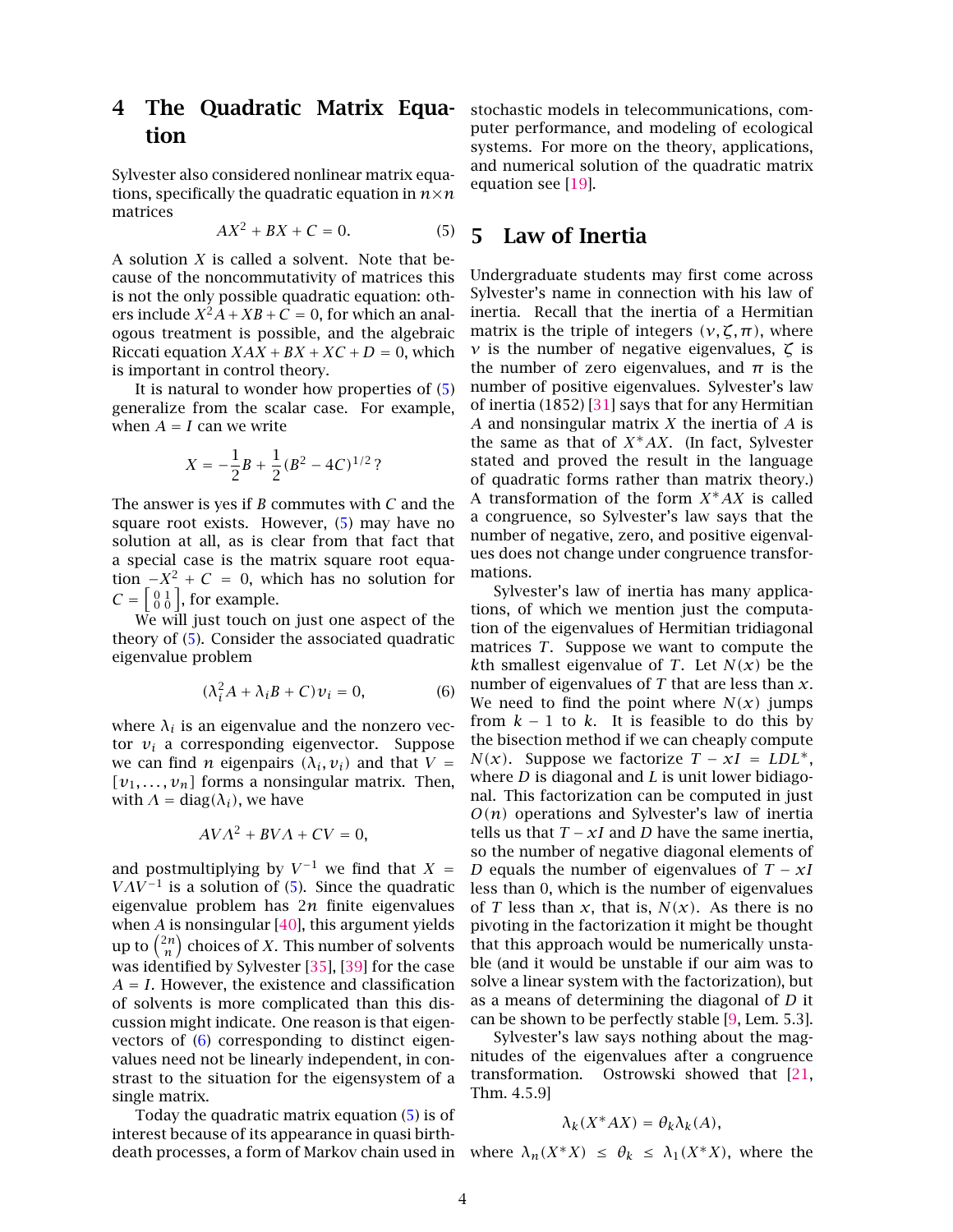## 4 The Quadratic Matrix Equation

Sylvester also considered nonlinear matrix equations, specifically the quadratic equation in $n \times n$ matrices

$$AX^2 + BX + C = 0. \tag{5}$$

A solution $X$ is called a solvent. Note that because of the noncommutativity of matrices this is not the only possible quadratic equation: others include $X^2A + XB + C = 0$, for which an analogous treatment is possible, and the algebraic Riccati equation $XAX + BX + XC + D = 0$, which is important in control theory.

It is natural to wonder how properties of (5) generalize from the scalar case. For example, when $A = I$ can we write

$$X = -\frac{1}{2}B + \frac{1}{2}(B^2 - 4C)^{1/2}\,?$$

The answer is yes if $B$ commutes with $C$ and the square root exists. However, (5) may have no solution at all, as is clear from that fact that a special case is the matrix square root equation $-X^2 + C = 0$, which has no solution for $C = \left[\begin{smallmatrix} 0 & 1 \\ 0 & 0 \end{smallmatrix}\right]$, for example.

We will just touch on just one aspect of the theory of (5). Consider the associated quadratic eigenvalue problem

$$(\lambda_i^2 A + \lambda_i B + C)v_i = 0, \tag{6}$$

where $\lambda_i$ is an eigenvalue and the nonzero vector $v_i$ a corresponding eigenvector. Suppose we can find $n$ eigenpairs $(\lambda_i, v_i)$ and that $V = [v_1, \dots, v_n]$ forms a nonsingular matrix. Then, with $\Lambda = \mathrm{diag}(\lambda_i)$, we have

$$AV\Lambda^2 + BV\Lambda + CV = 0,$$

and postmultiplying by $V^{-1}$ we find that $X = V\Lambda V^{-1}$ is a solution of (5). Since the quadratic eigenvalue problem has $2n$ finite eigenvalues when $A$ is nonsingular [40], this argument yields up to $\binom{2n}{n}$ choices of $X$. This number of solvents was identified by Sylvester [35], [39] for the case $A = I$. However, the existence and classification of solvents is more complicated than this discussion might indicate. One reason is that eigenvectors of (6) corresponding to distinct eigenvalues need not be linearly independent, in contrast to the situation for the eigensystem of a single matrix.

Today the quadratic matrix equation (5) is of interest because of its appearance in quasi birth-death processes, a form of Markov chain used in stochastic models in telecommunications, computer performance, and modeling of ecological systems. For more on the theory, applications, and numerical solution of the quadratic matrix equation see [19].

## 5 Law of Inertia

Undergraduate students may first come across Sylvester's name in connection with his law of inertia. Recall that the inertia of a Hermitian matrix is the triple of integers $(\nu, \zeta, \pi)$, where $\nu$ is the number of negative eigenvalues, $\zeta$ is the number of zero eigenvalues, and $\pi$ is the number of positive eigenvalues. Sylvester's law of inertia (1852) [31] says that for any Hermitian $A$ and nonsingular matrix $X$ the inertia of $A$ is the same as that of $X^*AX$. (In fact, Sylvester stated and proved the result in the language of quadratic forms rather than matrix theory.) A transformation of the form $X^*AX$ is called a congruence, so Sylvester's law says that the number of negative, zero, and positive eigenvalues does not change under congruence transformations.

Sylvester's law of inertia has many applications, of which we mention just the computation of the eigenvalues of Hermitian tridiagonal matrices $T$. Suppose we want to compute the $k$th smallest eigenvalue of $T$. Let $N(x)$ be the number of eigenvalues of $T$ that are less than $x$. We need to find the point where $N(x)$ jumps from $k-1$ to $k$. It is feasible to do this by the bisection method if we can cheaply compute $N(x)$. Suppose we factorize $T - xI = LDL^*$, where $D$ is diagonal and $L$ is unit lower bidiagonal. This factorization can be computed in just $O(n)$ operations and Sylvester's law of inertia tells us that $T - xI$ and $D$ have the same inertia, so the number of negative diagonal elements of $D$ equals the number of eigenvalues of $T - xI$ less than 0, which is the number of eigenvalues of $T$ less than $x$, that is, $N(x)$. As there is no pivoting in the factorization it might be thought that this approach would be numerically unstable (and it would be unstable if our aim was to solve a linear system with the factorization), but as a means of determining the diagonal of $D$ it can be shown to be perfectly stable [9, Lem. 5.3].

Sylvester's law says nothing about the magnitudes of the eigenvalues after a congruence transformation. Ostrowski showed that [21, Thm. 4.5.9]

$$\lambda_k(X^*AX) = \theta_k \lambda_k(A),$$

where $\lambda_n(X^*X) \le \theta_k \le \lambda_1(X^*X)$, where the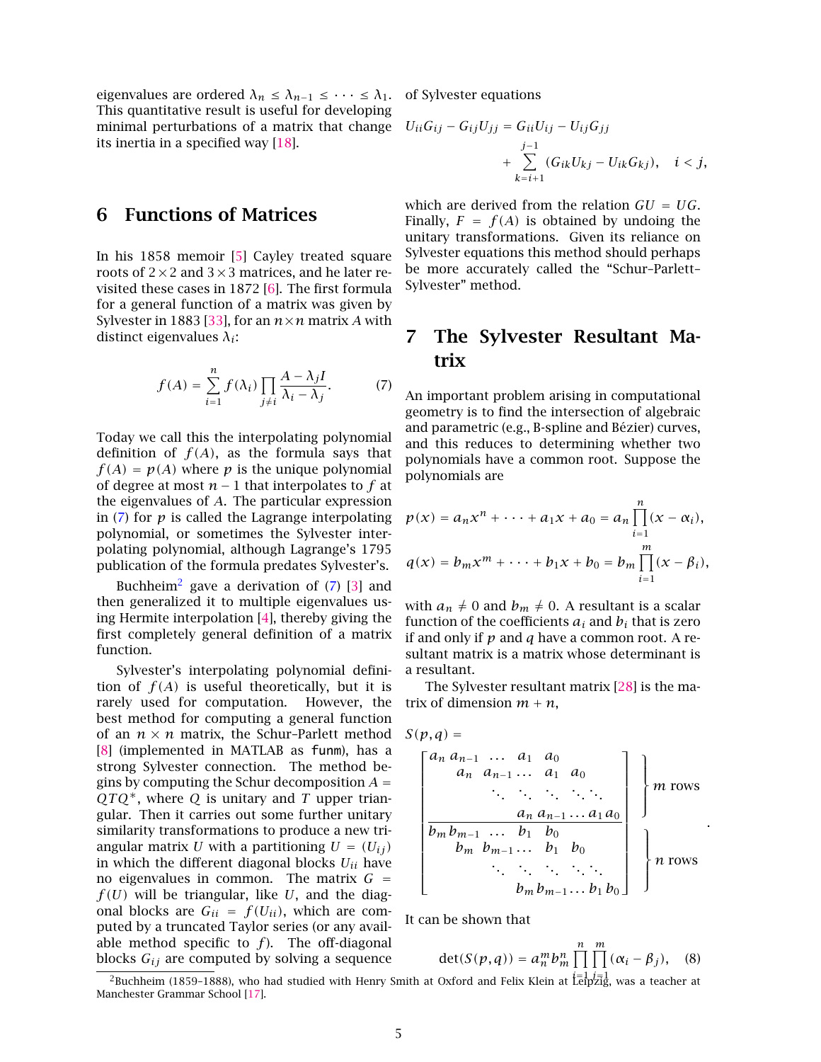eigenvalues are ordered $\lambda_n \le \lambda_{n-1} \le \cdots \le \lambda_1$. This quantitative result is useful for developing minimal perturbations of a matrix that change its inertia in a specified way [18].

## 6 Functions of Matrices

In his 1858 memoir [5] Cayley treated square roots of $2\times 2$ and $3\times 3$ matrices, and he later revisited these cases in 1872 [6]. The first formula for a general function of a matrix was given by Sylvester in 1883 [33], for an $n\times n$ matrix $A$ with distinct eigenvalues $\lambda_i$:

$$f(A) = \sum_{i=1}^{n} f(\lambda_i) \prod_{j\neq i} \frac{A - \lambda_j I}{\lambda_i - \lambda_j}. \tag{7}$$

Today we call this the interpolating polynomial definition of $f(A)$, as the formula says that $f(A) = p(A)$ where $p$ is the unique polynomial of degree at most $n-1$ that interpolates to $f$ at the eigenvalues of $A$. The particular expression in (7) for $p$ is called the Lagrange interpolating polynomial, or sometimes the Sylvester interpolating polynomial, although Lagrange's 1795 publication of the formula predates Sylvester's.

Buchheim[2] gave a derivation of (7) [3] and then generalized it to multiple eigenvalues using Hermite interpolation [4], thereby giving the first completely general definition of a matrix function.

Sylvester's interpolating polynomial definition of $f(A)$ is useful theoretically, but it is rarely used for computation. However, the best method for computing a general function of an $n \times n$ matrix, the Schur–Parlett method [8] (implemented in MATLAB as `funm`), has a strong Sylvester connection. The method begins by computing the Schur decomposition $A = QTQ^*$, where $Q$ is unitary and $T$ upper triangular. Then it carries out some further unitary similarity transformations to produce a new triangular matrix $U$ with a partitioning $U = (U_{ij})$ in which the different diagonal blocks $U_{ii}$ have no eigenvalues in common. The matrix $G = f(U)$ will be triangular, like $U$, and the diagonal blocks are $G_{ii} = f(U_{ii})$, which are computed by a truncated Taylor series (or any available method specific to $f$). The off-diagonal blocks $G_{ij}$ are computed by solving a sequence of Sylvester equations

$$U_{ii}G_{ij} - G_{ij}U_{jj} = G_{ii}U_{ij} - U_{ij}G_{jj} + \sum_{k=i+1}^{j-1} (G_{ik}U_{kj} - U_{ik}G_{kj}), \quad i < j,$$

which are derived from the relation $GU = UG$. Finally, $F = f(A)$ is obtained by undoing the unitary transformations. Given its reliance on Sylvester equations this method should perhaps be more accurately called the "Schur–Parlett–Sylvester" method.

## 7 The Sylvester Resultant Matrix

An important problem arising in computational geometry is to find the intersection of algebraic and parametric (e.g., B-spline and Bézier) curves, and this reduces to determining whether two polynomials have a common root. Suppose the polynomials are

$$p(x) = a_n x^n + \cdots + a_1 x + a_0 = a_n \prod_{i=1}^{n} (x - \alpha_i),$$

$$q(x) = b_m x^m + \cdots + b_1 x + b_0 = b_m \prod_{i=1}^{m} (x - \beta_i),$$

with $a_n \neq 0$ and $b_m \neq 0$. A resultant is a scalar function of the coefficients $a_i$ and $b_i$ that is zero if and only if $p$ and $q$ have a common root. A resultant matrix is a matrix whose determinant is a resultant.

The Sylvester resultant matrix [28] is the matrix of dimension $m + n$,

$$S(p,q) = \left[\begin{array}{cccccccc} a_n & a_{n-1} & \dots & a_1 & a_0 & & & \\ & a_n & a_{n-1} & \dots & a_1 & a_0 & & \\ & & \ddots & \ddots & \ddots & \ddots & \ddots & \\ & & & a_n & a_{n-1} & \dots & a_1 & a_0 \\ \hline b_m & b_{m-1} & \dots & b_1 & b_0 & & & \\ & b_m & b_{m-1} & \dots & b_1 & b_0 & & \\ & & \ddots & \ddots & \ddots & \ddots & \ddots & \\ & & & b_m & b_{m-1} & \dots & b_1 & b_0 \end{array}\right] \begin{array}{l} \left.\vphantom{\begin{array}{c} a\\a\\ \ddots \\ a \end{array}}\right\} m \text{ rows} \\ \left.\vphantom{\begin{array}{c} b\\b\\ \ddots \\ b \end{array}}\right\} n \text{ rows} \end{array}.$$

It can be shown that

$$\det(S(p,q)) = a_n^m b_m^n \prod_{i=1}^{n} \prod_{j=1}^{m} (\alpha_i - \beta_j), \tag{8}$$

[2] Buchheim (1859–1888), who had studied with Henry Smith at Oxford and Felix Klein at Leipzig, was a teacher at Manchester Grammar School [17].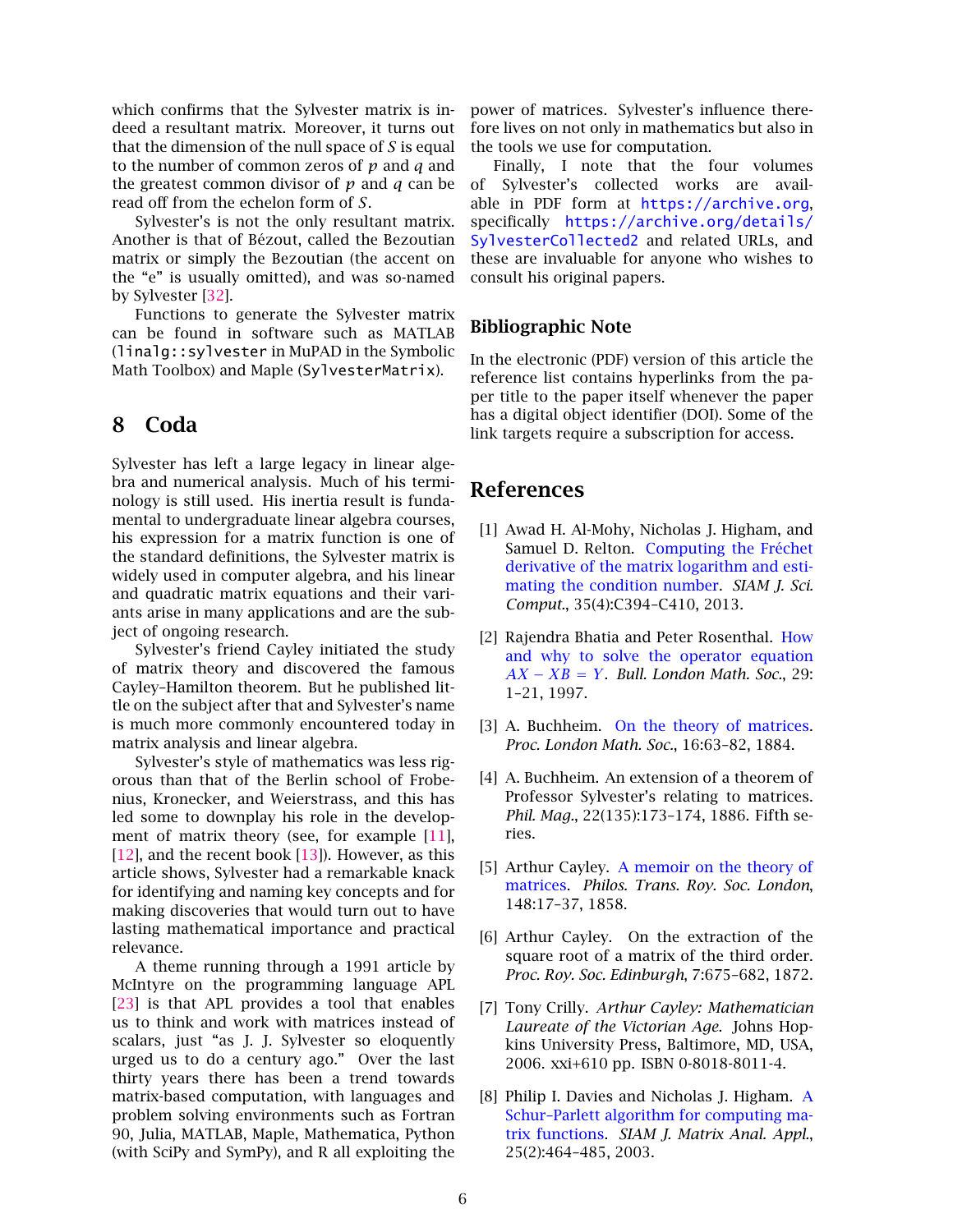which confirms that the Sylvester matrix is indeed a resultant matrix. Moreover, it turns out that the dimension of the null space of $S$ is equal to the number of common zeros of $p$ and $q$ and the greatest common divisor of $p$ and $q$ can be read off from the echelon form of $S$.

Sylvester's is not the only resultant matrix. Another is that of Bézout, called the Bezoutian matrix or simply the Bezoutian (the accent on the "e" is usually omitted), and was so-named by Sylvester [32].

Functions to generate the Sylvester matrix can be found in software such as MATLAB (`linalg::sylvester` in MuPAD in the Symbolic Math Toolbox) and Maple (`SylvesterMatrix`).

## 8 Coda

Sylvester has left a large legacy in linear algebra and numerical analysis. Much of his terminology is still used. His inertia result is fundamental to undergraduate linear algebra courses, his expression for a matrix function is one of the standard definitions, the Sylvester matrix is widely used in computer algebra, and his linear and quadratic matrix equations and their variants arise in many applications and are the subject of ongoing research.

Sylvester's friend Cayley initiated the study of matrix theory and discovered the famous Cayley–Hamilton theorem. But he published little on the subject after that and Sylvester's name is much more commonly encountered today in matrix analysis and linear algebra.

Sylvester's style of mathematics was less rigorous than that of the Berlin school of Frobenius, Kronecker, and Weierstrass, and this has led some to downplay his role in the development of matrix theory (see, for example [11], [12], and the recent book [13]). However, as this article shows, Sylvester had a remarkable knack for identifying and naming key concepts and for making discoveries that would turn out to have lasting mathematical importance and practical relevance.

A theme running through a 1991 article by McIntyre on the programming language APL [23] is that APL provides a tool that enables us to think and work with matrices instead of scalars, just "as J. J. Sylvester so eloquently urged us to do a century ago." Over the last thirty years there has been a trend towards matrix-based computation, with languages and problem solving environments such as Fortran 90, Julia, MATLAB, Maple, Mathematica, Python (with SciPy and SymPy), and R all exploiting the power of matrices. Sylvester's influence therefore lives on not only in mathematics but also in the tools we use for computation.

Finally, I note that the four volumes of Sylvester's collected works are available in PDF form at https://archive.org, specifically https://archive.org/details/SylvesterCollected2 and related URLs, and these are invaluable for anyone who wishes to consult his original papers.

### Bibliographic Note

In the electronic (PDF) version of this article the reference list contains hyperlinks from the paper title to the paper itself whenever the paper has a digital object identifier (DOI). Some of the link targets require a subscription for access.

## References

[1] Awad H. Al-Mohy, Nicholas J. Higham, and Samuel D. Relton. Computing the Fréchet derivative of the matrix logarithm and estimating the condition number. *SIAM J. Sci. Comput.*, 35(4):C394–C410, 2013.

[2] Rajendra Bhatia and Peter Rosenthal. How and why to solve the operator equation $AX - XB = Y$. *Bull. London Math. Soc.*, 29: 1–21, 1997.

[3] A. Buchheim. On the theory of matrices. *Proc. London Math. Soc.*, 16:63–82, 1884.

[4] A. Buchheim. An extension of a theorem of Professor Sylvester's relating to matrices. *Phil. Mag.*, 22(135):173–174, 1886. Fifth series.

[5] Arthur Cayley. A memoir on the theory of matrices. *Philos. Trans. Roy. Soc. London*, 148:17–37, 1858.

[6] Arthur Cayley. On the extraction of the square root of a matrix of the third order. *Proc. Roy. Soc. Edinburgh*, 7:675–682, 1872.

[7] Tony Crilly. *Arthur Cayley: Mathematician Laureate of the Victorian Age*. Johns Hopkins University Press, Baltimore, MD, USA, 2006. xxi+610 pp. ISBN 0-8018-8011-4.

[8] Philip I. Davies and Nicholas J. Higham. A Schur–Parlett algorithm for computing matrix functions. *SIAM J. Matrix Anal. Appl.*, 25(2):464–485, 2003.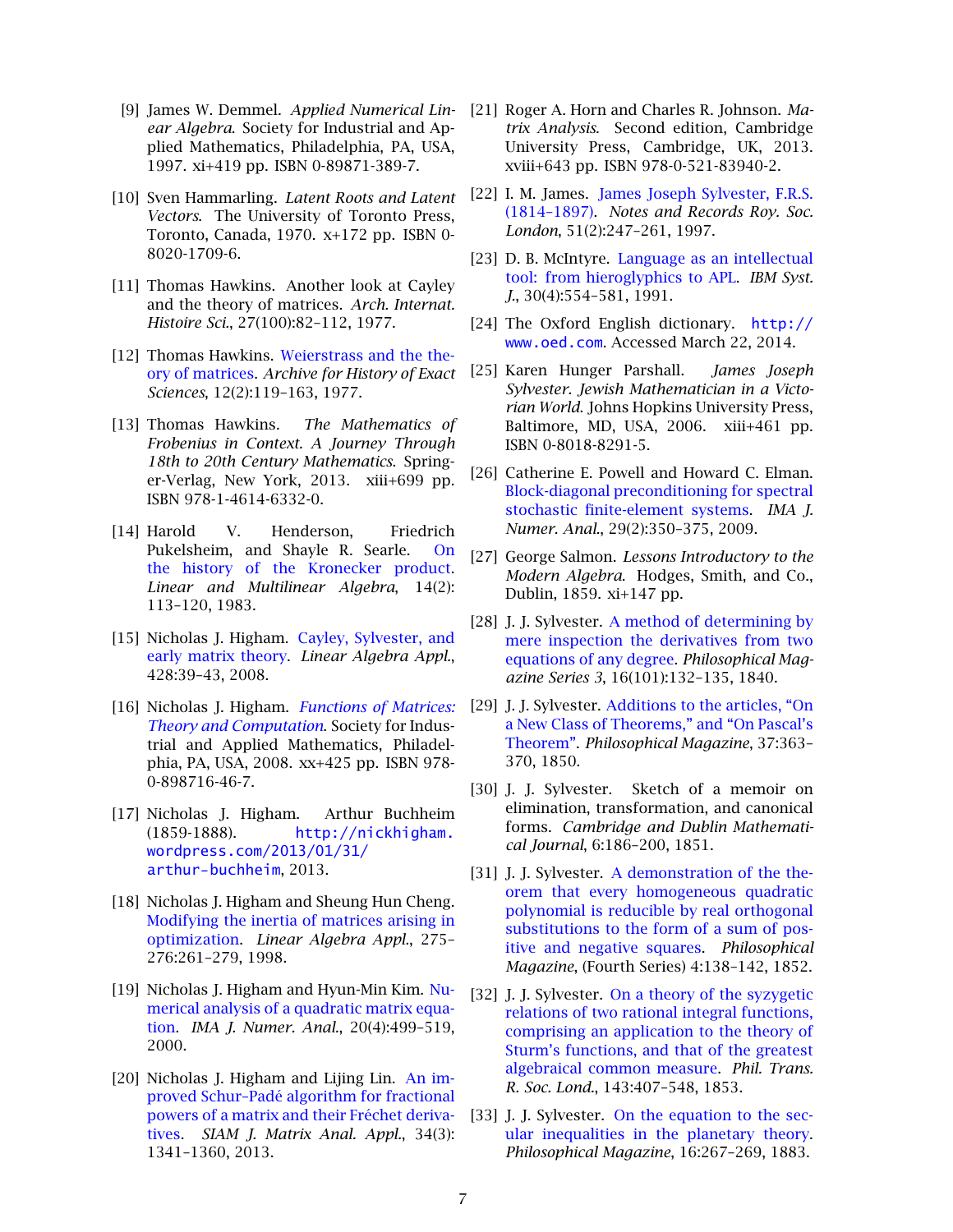[9] James W. Demmel. *Applied Numerical Linear Algebra*. Society for Industrial and Applied Mathematics, Philadelphia, PA, USA, 1997. xi+419 pp. ISBN 0-89871-389-7.

[10] Sven Hammarling. *Latent Roots and Latent Vectors*. The University of Toronto Press, Toronto, Canada, 1970. x+172 pp. ISBN 0-8020-1709-6.

[11] Thomas Hawkins. Another look at Cayley and the theory of matrices. *Arch. Internat. Histoire Sci.*, 27(100):82–112, 1977.

[12] Thomas Hawkins. Weierstrass and the theory of matrices. *Archive for History of Exact Sciences*, 12(2):119–163, 1977.

[13] Thomas Hawkins. *The Mathematics of Frobenius in Context. A Journey Through 18th to 20th Century Mathematics*. Springer-Verlag, New York, 2013. xiii+699 pp. ISBN 978-1-4614-6332-0.

[14] Harold V. Henderson, Friedrich Pukelsheim, and Shayle R. Searle. On the history of the Kronecker product. *Linear and Multilinear Algebra*, 14(2): 113–120, 1983.

[15] Nicholas J. Higham. Cayley, Sylvester, and early matrix theory. *Linear Algebra Appl.*, 428:39–43, 2008.

[16] Nicholas J. Higham. *Functions of Matrices: Theory and Computation*. Society for Industrial and Applied Mathematics, Philadelphia, PA, USA, 2008. xx+425 pp. ISBN 978-0-898716-46-7.

[17] Nicholas J. Higham. Arthur Buchheim (1859-1888). http://nickhigham.wordpress.com/2013/01/31/arthur-buchheim, 2013.

[18] Nicholas J. Higham and Sheung Hun Cheng. Modifying the inertia of matrices arising in optimization. *Linear Algebra Appl.*, 275–276:261–279, 1998.

[19] Nicholas J. Higham and Hyun-Min Kim. Numerical analysis of a quadratic matrix equation. *IMA J. Numer. Anal.*, 20(4):499–519, 2000.

[20] Nicholas J. Higham and Lijing Lin. An improved Schur–Padé algorithm for fractional powers of a matrix and their Fréchet derivatives. *SIAM J. Matrix Anal. Appl.*, 34(3): 1341–1360, 2013.

[21] Roger A. Horn and Charles R. Johnson. *Matrix Analysis*. Second edition, Cambridge University Press, Cambridge, UK, 2013. xviii+643 pp. ISBN 978-0-521-83940-2.

[22] I. M. James. James Joseph Sylvester, F.R.S. (1814–1897). *Notes and Records Roy. Soc. London*, 51(2):247–261, 1997.

[23] D. B. McIntyre. Language as an intellectual tool: from hieroglyphics to APL. *IBM Syst. J.*, 30(4):554–581, 1991.

[24] The Oxford English dictionary. http://www.oed.com. Accessed March 22, 2014.

[25] Karen Hunger Parshall. *James Joseph Sylvester. Jewish Mathematician in a Victorian World*. Johns Hopkins University Press, Baltimore, MD, USA, 2006. xiii+461 pp. ISBN 0-8018-8291-5.

[26] Catherine E. Powell and Howard C. Elman. Block-diagonal preconditioning for spectral stochastic finite-element systems. *IMA J. Numer. Anal.*, 29(2):350–375, 2009.

[27] George Salmon. *Lessons Introductory to the Modern Algebra*. Hodges, Smith, and Co., Dublin, 1859. xi+147 pp.

[28] J. J. Sylvester. A method of determining by mere inspection the derivatives from two equations of any degree. *Philosophical Magazine Series 3*, 16(101):132–135, 1840.

[29] J. J. Sylvester. Additions to the articles, "On a New Class of Theorems," and "On Pascal's Theorem". *Philosophical Magazine*, 37:363–370, 1850.

[30] J. J. Sylvester. Sketch of a memoir on elimination, transformation, and canonical forms. *Cambridge and Dublin Mathematical Journal*, 6:186–200, 1851.

[31] J. J. Sylvester. A demonstration of the theorem that every homogeneous quadratic polynomial is reducible by real orthogonal substitutions to the form of a sum of positive and negative squares. *Philosophical Magazine*, (Fourth Series) 4:138–142, 1852.

[32] J. J. Sylvester. On a theory of the syzygetic relations of two rational integral functions, comprising an application to the theory of Sturm's functions, and that of the greatest algebraical common measure. *Phil. Trans. R. Soc. Lond.*, 143:407–548, 1853.

[33] J. J. Sylvester. On the equation to the secular inequalities in the planetary theory. *Philosophical Magazine*, 16:267–269, 1883.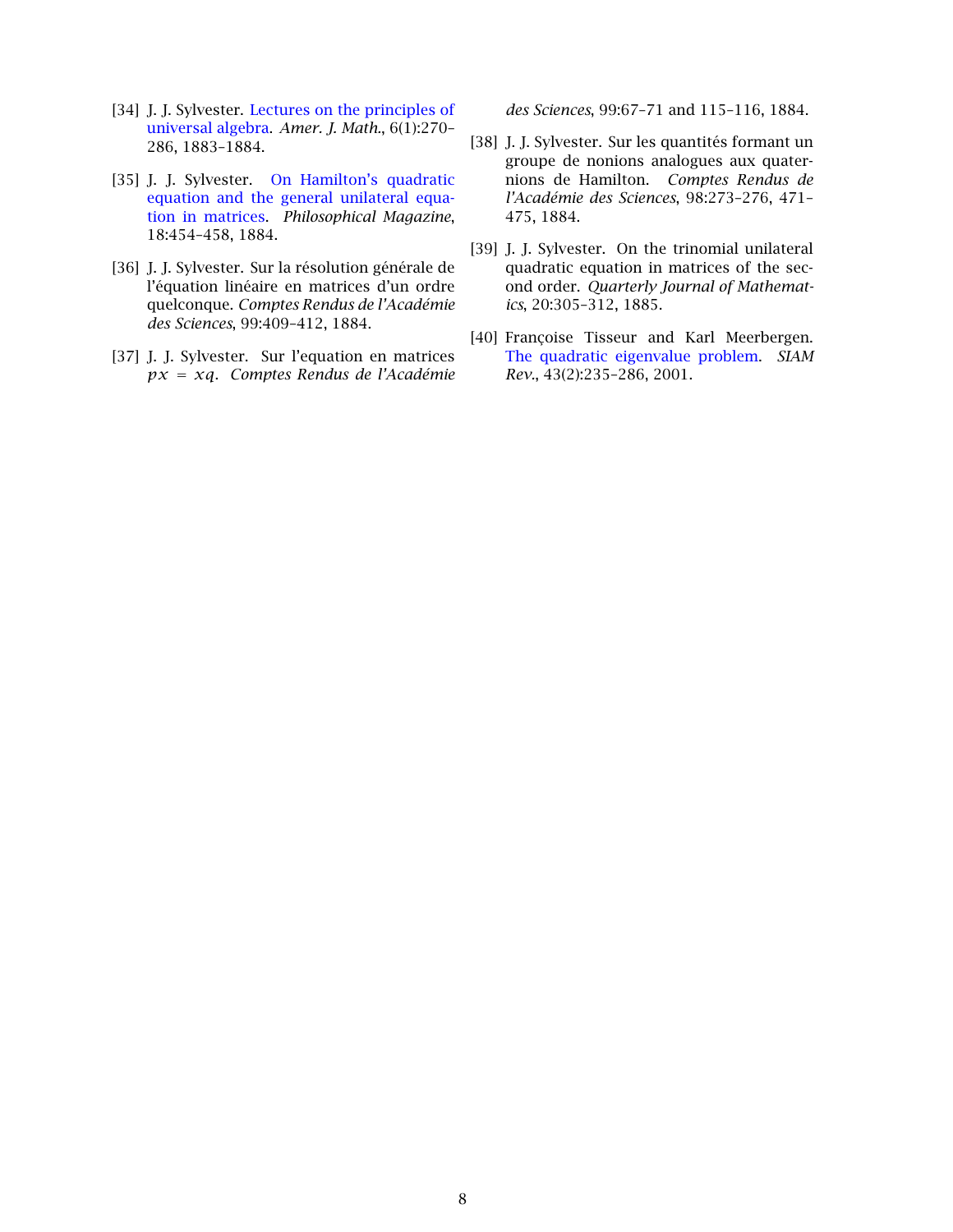[34] J. J. Sylvester. Lectures on the principles of universal algebra. *Amer. J. Math.*, 6(1):270–286, 1883–1884.

[35] J. J. Sylvester. On Hamilton's quadratic equation and the general unilateral equation in matrices. *Philosophical Magazine*, 18:454–458, 1884.

[36] J. J. Sylvester. Sur la résolution générale de l'équation linéaire en matrices d'un ordre quelconque. *Comptes Rendus de l'Académie des Sciences*, 99:409–412, 1884.

[37] J. J. Sylvester. Sur l'equation en matrices $px = xq$. *Comptes Rendus de l'Académie des Sciences*, 99:67–71 and 115–116, 1884.

[38] J. J. Sylvester. Sur les quantités formant un groupe de nonions analogues aux quaternions de Hamilton. *Comptes Rendus de l'Académie des Sciences*, 98:273–276, 471–475, 1884.

[39] J. J. Sylvester. On the trinomial unilateral quadratic equation in matrices of the second order. *Quarterly Journal of Mathematics*, 20:305–312, 1885.

[40] Françoise Tisseur and Karl Meerbergen. The quadratic eigenvalue problem. *SIAM Rev.*, 43(2):235–286, 2001.